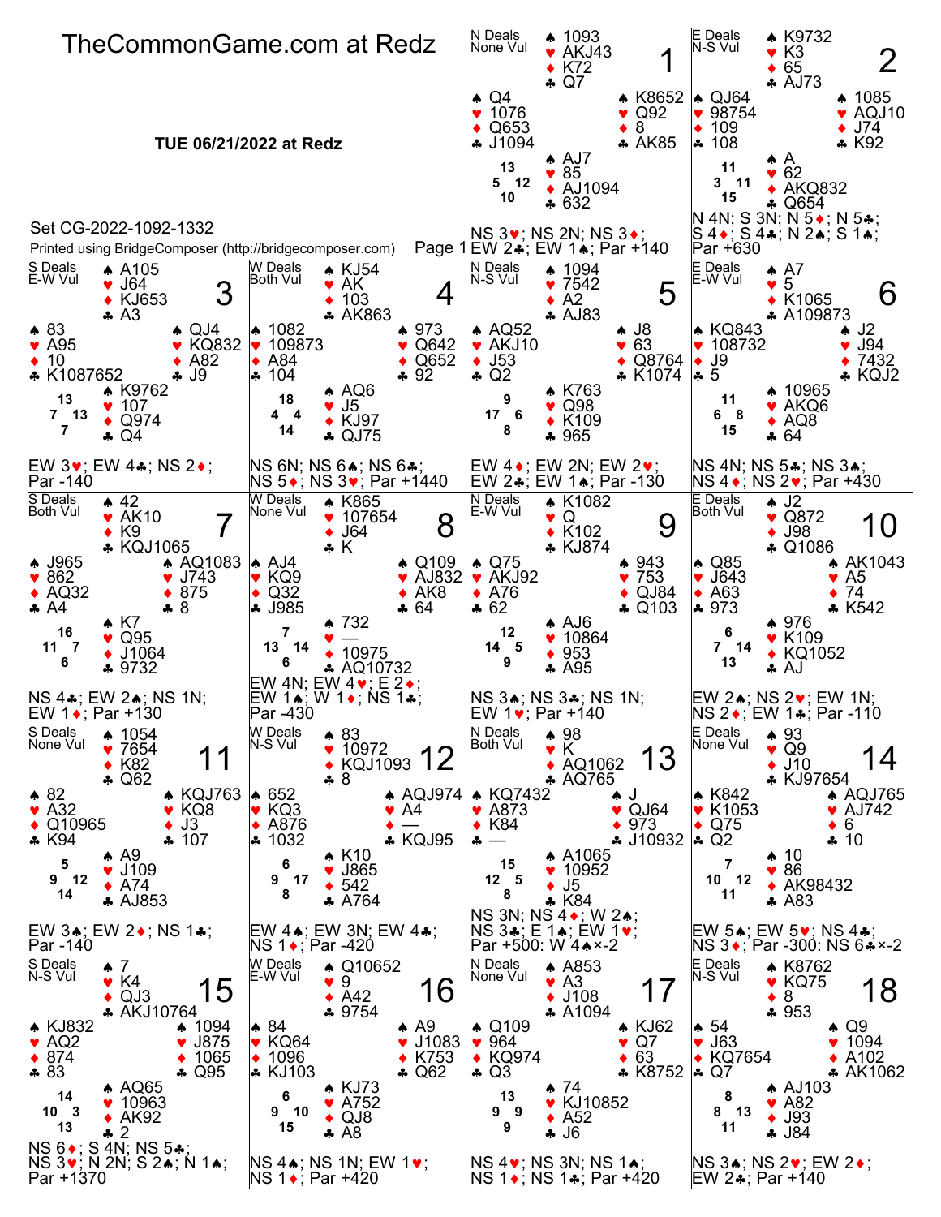# TheCommonGame.com at Redz

**TUE 06/21/2022 at Redz**

Set CG-2022-1092-1332

Printed using BridgeComposer (http://bridgecomposer.com)

## Board 1

N Deals, None Vul

| | North | |
|---|---|---|
| | ♠ 1093<br>♥ AKJ43<br>♦ K72<br>♣ Q7 | |
| **West**<br>♠ Q4<br>♥ 1076<br>♦ Q653<br>♣ J1094 | HCP: N 13, E 12, S 10, W 5 | **East**<br>♠ K8652<br>♥ Q92<br>♦ 8<br>♣ AK85 |
| | **South**<br>♠ AJ7<br>♥ 85<br>♦ AJ1094<br>♣ 632 | |

NS 3♥; NS 2N; NS 3♦; EW 2♣; EW 1♠; Par +140

## Board 2

E Deals, N-S Vul

| | North | |
|---|---|---|
| | ♠ K9732<br>♥ K3<br>♦ 65<br>♣ AJ73 | |
| **West**<br>♠ QJ64<br>♥ 98754<br>♦ 109<br>♣ 108 | HCP: N 11, E 11, S 15, W 3 | **East**<br>♠ 1085<br>♥ AQJ10<br>♦ J74<br>♣ K92 |
| | **South**<br>♠ A<br>♥ 62<br>♦ AKQ832<br>♣ Q654 | |

N 4N; S 3N; N 5♦; N 5♣; S 4♦; S 4♣; N 2♠; S 1♠; Par +630

## Board 3

S Deals, E-W Vul

| | North | |
|---|---|---|
| | ♠ A105<br>♥ J64<br>♦ KJ653<br>♣ A3 | |
| **West**<br>♠ 83<br>♥ A95<br>♦ 10<br>♣ K1087652 | HCP: N 13, E 13, S 7, W 7 | **East**<br>♠ QJ4<br>♥ KQ832<br>♦ A82<br>♣ J9 |
| | **South**<br>♠ K9762<br>♥ 107<br>♦ Q974<br>♣ Q4 | |

EW 3♥; EW 4♣; NS 2♦; Par -140

## Board 4

W Deals, Both Vul

| | North | |
|---|---|---|
| | ♠ KJ54<br>♥ AK<br>♦ 103<br>♣ AK863 | |
| **West**<br>♠ 1082<br>♥ 109873<br>♦ A84<br>♣ 104 | HCP: N 18, E 4, S 14, W 4 | **East**<br>♠ 973<br>♥ Q642<br>♦ Q652<br>♣ 92 |
| | **South**<br>♠ AQ6<br>♥ J5<br>♦ KJ97<br>♣ QJ75 | |

NS 6N; NS 6♠; NS 6♣; NS 5♦; NS 3♥; Par +1440

## Board 5

N Deals, N-S Vul

| | North | |
|---|---|---|
| | ♠ 1094<br>♥ 7542<br>♦ A2<br>♣ AJ83 | |
| **West**<br>♠ AQ52<br>♥ AKJ10<br>♦ J53<br>♣ Q2 | HCP: N 9, E 6, S 8, W 17 | **East**<br>♠ J8<br>♥ 63<br>♦ Q8764<br>♣ K1074 |
| | **South**<br>♠ K763<br>♥ Q98<br>♦ K109<br>♣ 965 | |

EW 4♦; EW 2N; EW 2♥; EW 2♣; EW 1♠; Par -130

## Board 6

E Deals, E-W Vul

| | North | |
|---|---|---|
| | ♠ A7<br>♥ 5<br>♦ K1065<br>♣ A109873 | |
| **West**<br>♠ KQ843<br>♥ 108732<br>♦ J9<br>♣ 5 | HCP: N 11, E 8, S 15, W 6 | **East**<br>♠ J2<br>♥ J94<br>♦ 7432<br>♣ KQJ2 |
| | **South**<br>♠ 10965<br>♥ AKQ6<br>♦ AQ8<br>♣ 64 | |

NS 4N; NS 5♣; NS 3♠; NS 4♦; NS 2♥; Par +430

## Board 7

S Deals, Both Vul

| | North | |
|---|---|---|
| | ♠ 42<br>♥ AK10<br>♦ K9<br>♣ KQJ1065 | |
| **West**<br>♠ J965<br>♥ 862<br>♦ AQ32<br>♣ A4 | HCP: N 16, E 7, S 6, W 11 | **East**<br>♠ AQ1083<br>♥ J743<br>♦ 875<br>♣ 8 |
| | **South**<br>♠ K7<br>♥ Q95<br>♦ J1064<br>♣ 9732 | |

NS 4♣; EW 2♠; NS 1N; EW 1♦; Par +130

## Board 8

W Deals, None Vul

| | North | |
|---|---|---|
| | ♠ K865<br>♥ 107654<br>♦ J64<br>♣ K | |
| **West**<br>♠ AJ4<br>♥ KQ9<br>♦ Q32<br>♣ J985 | HCP: N 7, E 14, S 6, W 13 | **East**<br>♠ Q109<br>♥ AJ832<br>♦ AK8<br>♣ 64 |
| | **South**<br>♠ 732<br>♥ —<br>♦ 10975<br>♣ AQ10732 | |

EW 4N; EW 4♥; E 2♦; EW 1♠; W 1♦; NS 1♣; Par -430

## Board 9

N Deals, E-W Vul

| | North | |
|---|---|---|
| | ♠ K1082<br>♥ Q<br>♦ K102<br>♣ KJ874 | |
| **West**<br>♠ Q75<br>♥ AKJ92<br>♦ A76<br>♣ 62 | HCP: N 12, E 5, S 9, W 14 | **East**<br>♠ 943<br>♥ 753<br>♦ QJ84<br>♣ Q103 |
| | **South**<br>♠ AJ6<br>♥ 10864<br>♦ 953<br>♣ A95 | |

NS 3♠; NS 3♣; NS 1N; EW 1♥; Par +140

## Board 10

E Deals, Both Vul

| | North | |
|---|---|---|
| | ♠ J2<br>♥ Q872<br>♦ J98<br>♣ Q1086 | |
| **West**<br>♠ Q85<br>♥ J643<br>♦ A63<br>♣ 973 | HCP: N 6, E 14, S 13, W 7 | **East**<br>♠ AK1043<br>♥ A5<br>♦ 74<br>♣ K542 |
| | **South**<br>♠ 976<br>♥ K109<br>♦ KQ1052<br>♣ AJ | |

EW 2♠; NS 2♥; EW 1N; NS 2♦; EW 1♣; Par -110

## Board 11

S Deals, None Vul

| | North | |
|---|---|---|
| | ♠ 1054<br>♥ 7654<br>♦ K82<br>♣ Q62 | |
| **West**<br>♠ 82<br>♥ A32<br>♦ Q10965<br>♣ K94 | HCP: N 5, E 12, S 14, W 9 | **East**<br>♠ KQJ763<br>♥ KQ8<br>♦ J3<br>♣ 107 |
| | **South**<br>♠ A9<br>♥ J109<br>♦ A74<br>♣ AJ853 | |

EW 3♠; EW 2♦; NS 1♣; Par -140

## Board 12

W Deals, N-S Vul

| | North | |
|---|---|---|
| | ♠ 83<br>♥ 10972<br>♦ KQJ1093<br>♣ 8 | |
| **West**<br>♠ 652<br>♥ KQ3<br>♦ A876<br>♣ 1032 | HCP: N 6, E 17, S 8, W 9 | **East**<br>♠ AQJ974<br>♥ A4<br>♦ —<br>♣ KQJ95 |
| | **South**<br>♠ K10<br>♥ J865<br>♦ 542<br>♣ A764 | |

EW 4♠; EW 3N; EW 4♣; NS 1♦; Par -420

## Board 13

N Deals, Both Vul

| | North | |
|---|---|---|
| | ♠ 98<br>♥ K<br>♦ AQ1062<br>♣ AQ765 | |
| **West**<br>♠ KQ7432<br>♥ A873<br>♦ K84<br>♣ — | HCP: N 15, E 5, S 8, W 12 | **East**<br>♠ J<br>♥ QJ64<br>♦ 973<br>♣ J10932 |
| | **South**<br>♠ A1065<br>♥ 10952<br>♦ J5<br>♣ K84 | |

NS 3N; NS 4♦; W 2♠; NS 3♣; E 1♠; EW 1♥; Par +500: W 4♠×-2

## Board 14

E Deals, None Vul

| | North | |
|---|---|---|
| | ♠ 93<br>♥ Q9<br>♦ J10<br>♣ KJ97654 | |
| **West**<br>♠ K842<br>♥ K1053<br>♦ Q75<br>♣ Q2 | HCP: N 7, E 12, S 11, W 10 | **East**<br>♠ AQJ765<br>♥ AJ742<br>♦ 6<br>♣ 10 |
| | **South**<br>♠ 10<br>♥ 86<br>♦ AK98432<br>♣ A83 | |

EW 5♠; EW 5♥; NS 4♣; NS 3♦; Par -300: NS 6♣×-2

## Board 15

S Deals, N-S Vul

| | North | |
|---|---|---|
| | ♠ 7<br>♥ K4<br>♦ QJ3<br>♣ AKJ10764 | |
| **West**<br>♠ KJ832<br>♥ AQ2<br>♦ 874<br>♣ 83 | HCP: N 14, E 3, S 13, W 10 | **East**<br>♠ 1094<br>♥ J875<br>♦ 1065<br>♣ Q95 |
| | **South**<br>♠ AQ65<br>♥ 10963<br>♦ AK92<br>♣ 2 | |

NS 6♦; S 4N; NS 5♣; NS 3♥; N 2N; S 2♠; N 1♠; Par +1370

## Board 16

W Deals, E-W Vul

| | North | |
|---|---|---|
| | ♠ Q10652<br>♥ 9<br>♦ A42<br>♣ 9754 | |
| **West**<br>♠ 84<br>♥ KQ64<br>♦ 1096<br>♣ KJ103 | HCP: N 6, E 10, S 15, W 9 | **East**<br>♠ A9<br>♥ J1083<br>♦ K753<br>♣ Q62 |
| | **South**<br>♠ KJ73<br>♥ A752<br>♦ QJ8<br>♣ A8 | |

NS 4♠; NS 1N; EW 1♥; NS 1♦; Par +420

## Board 17

N Deals, None Vul

| | North | |
|---|---|---|
| | ♠ A853<br>♥ A3<br>♦ J108<br>♣ A1094 | |
| **West**<br>♠ Q109<br>♥ 964<br>♦ KQ974<br>♣ Q3 | HCP: N 13, E 9, S 9, W 9 | **East**<br>♠ KJ62<br>♥ Q7<br>♦ 63<br>♣ K8752 |
| | **South**<br>♠ 74<br>♥ KJ10852<br>♦ A52<br>♣ J6 | |

NS 4♥; NS 3N; NS 1♠; NS 1♦; NS 1♣; Par +420

## Board 18

E Deals, N-S Vul

| | North | |
|---|---|---|
| | ♠ K8762<br>♥ KQ75<br>♦ 8<br>♣ 953 | |
| **West**<br>♠ 54<br>♥ J63<br>♦ KQ7654<br>♣ Q7 | HCP: N 8, E 13, S 11, W 8 | **East**<br>♠ Q9<br>♥ 1094<br>♦ A102<br>♣ AK1062 |
| | **South**<br>♠ AJ103<br>♥ A82<br>♦ J93<br>♣ J84 | |

NS 3♠; NS 2♥; EW 2♦; EW 2♣; Par +140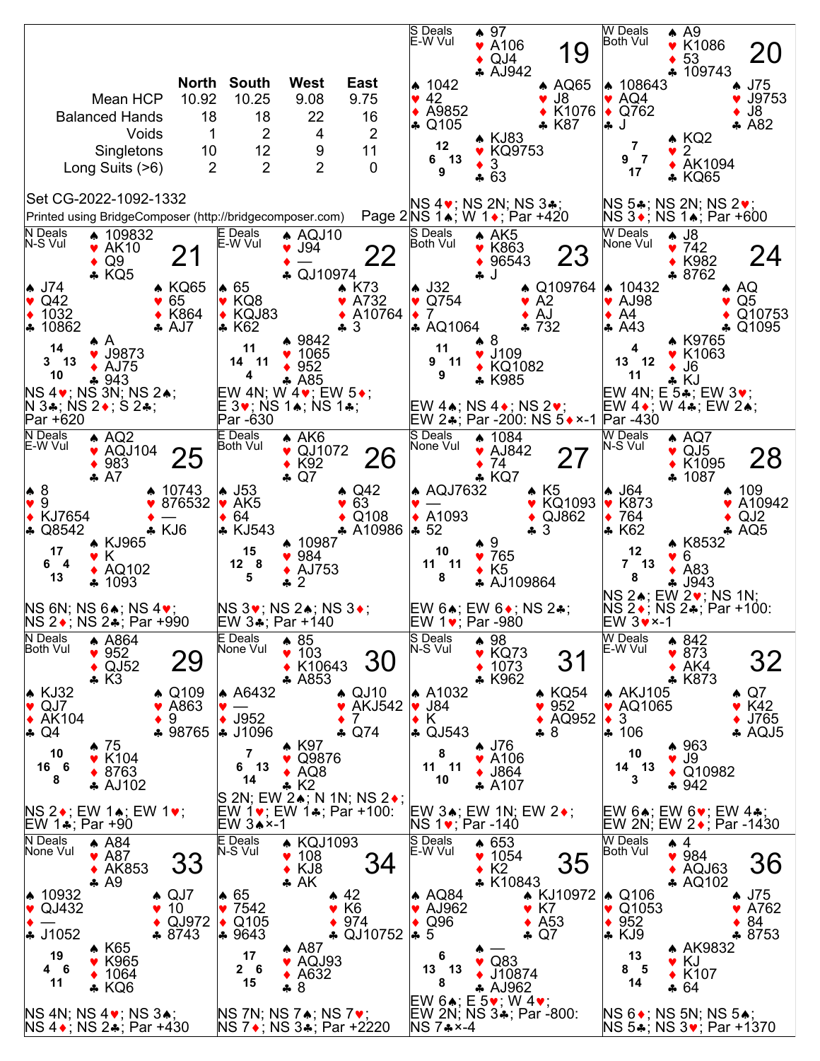| | North | South | West | East |
|---|---|---|---|---|
| Mean HCP | 10.92 | 10.25 | 9.08 | 9.75 |
| Balanced Hands | 18 | 18 | 22 | 16 |
| Voids | 1 | 2 | 4 | 2 |
| Singletons | 10 | 12 | 9 | 11 |
| Long Suits (>6) | 2 | 2 | 2 | 0 |

Set CG-2022-1092-1332

Printed using BridgeComposer (http://bridgecomposer.com)

## Board 19
S Deals, E-W Vul

North: ♠ 97 ♥ A106 ♦ QJ4 ♣ AJ942
West: ♠ 1042 ♥ 42 ♦ A9852 ♣ Q105
East: ♠ AQ65 ♥ J8 ♦ K1076 ♣ K87
South: ♠ KJ83 ♥ KQ9753 ♦ 3 ♣ 63

HCP: N 12, W 6, E 13, S 9

NS 4♥; NS 2N; NS 3♣; NS 1♠; W 1♦; Par +420

## Board 20
W Deals, Both Vul

North: ♠ A9 ♥ K1086 ♦ 53 ♣ 109743
West: ♠ 108643 ♥ AQ4 ♦ Q762 ♣ J
East: ♠ J75 ♥ J9753 ♦ J8 ♣ A82
South: ♠ KQ2 ♥ 2 ♦ AK1094 ♣ KQ65

HCP: N 7, W 9, E 7, S 17

NS 5♣; NS 2N; NS 2♥; NS 3♦; NS 1♠; Par +600

## Board 21
N Deals, N-S Vul

North: ♠ 109832 ♥ AK10 ♦ Q9 ♣ KQ5
West: ♠ J74 ♥ Q42 ♦ 1032 ♣ 10862
East: ♠ KQ65 ♥ 65 ♦ K864 ♣ AJ7
South: ♠ A ♥ J9873 ♦ AJ75 ♣ 943

HCP: N 14, W 3, E 13, S 10

NS 4♥; NS 3N; NS 2♠; N 3♣; NS 2♦; S 2♣; Par +620

## Board 22
E Deals, E-W Vul

North: ♠ AQJ10 ♥ J94 ♦ — ♣ QJ10974
West: ♠ 65 ♥ KQ8 ♦ KQJ83 ♣ K62
East: ♠ K73 ♥ A732 ♦ A10764 ♣ 3
South: ♠ 9842 ♥ 1065 ♦ 952 ♣ A85

HCP: N 11, W 14, E 11, S 4

EW 4N; W 4♥; EW 5♦; E 3♥; NS 1♠; NS 1♣; Par -630

## Board 23
S Deals, Both Vul

North: ♠ AK5 ♥ K863 ♦ 96543 ♣ J
West: ♠ J32 ♥ Q754 ♦ 7 ♣ AQ1064
East: ♠ Q109764 ♥ A2 ♦ AJ ♣ 732
South: ♠ 8 ♥ J109 ♦ KQ1082 ♣ K985

HCP: N 11, W 9, E 11, S 9

EW 4♠; NS 4♦; NS 2♥; EW 2♣; Par -200: NS 5♦×-1

## Board 24
W Deals, None Vul

North: ♠ J8 ♥ 742 ♦ K982 ♣ 8762
West: ♠ 10432 ♥ AJ98 ♦ A4 ♣ A43
East: ♠ AQ ♥ Q5 ♦ Q10753 ♣ Q1095
South: ♠ K9765 ♥ K1063 ♦ J6 ♣ KJ

HCP: N 4, W 13, E 12, S 11

EW 4N; E 5♣; EW 3♥; EW 4♦; W 4♣; EW 2♠; Par -430

## Board 25
N Deals, E-W Vul

North: ♠ AQ2 ♥ AQJ104 ♦ 983 ♣ A7
West: ♠ 8 ♥ 9 ♦ KJ7654 ♣ Q8542
East: ♠ 10743 ♥ 876532 ♦ — ♣ KJ6
South: ♠ KJ965 ♥ K ♦ AQ102 ♣ 1093

HCP: N 17, W 6, E 4, S 13

NS 6N; NS 6♠; NS 4♥; NS 2♦; NS 2♣; Par +990

## Board 26
E Deals, Both Vul

North: ♠ AK6 ♥ QJ1072 ♦ K92 ♣ Q7
West: ♠ J53 ♥ AK5 ♦ 64 ♣ KJ543
East: ♠ Q42 ♥ 63 ♦ Q108 ♣ A10986
South: ♠ 10987 ♥ 984 ♦ AJ753 ♣ 2

HCP: N 15, W 12, E 8, S 5

NS 3♥; NS 2♠; NS 3♦; EW 3♣; Par +140

## Board 27
S Deals, None Vul

North: ♠ 1084 ♥ AJ842 ♦ 74 ♣ KQ7
West: ♠ AQJ7632 ♥ — ♦ A1093 ♣ 52
East: ♠ K5 ♥ KQ1093 ♦ QJ862 ♣ 3
South: ♠ 9 ♥ 765 ♦ K5 ♣ AJ109864

HCP: N 10, W 11, E 11, S 8

EW 6♠; EW 6♦; NS 2♣; EW 1♥; Par -980

## Board 28
W Deals, N-S Vul

North: ♠ AQ7 ♥ QJ5 ♦ K1095 ♣ 1087
West: ♠ J64 ♥ K873 ♦ 764 ♣ K62
East: ♠ 109 ♥ A10942 ♦ QJ2 ♣ AQ5
South: ♠ K8532 ♥ 6 ♦ A83 ♣ J943

HCP: N 12, W 7, E 13, S 8

NS 2♠; EW 2♥; NS 1N; NS 2♦; NS 2♣; Par +100: EW 3♥×-1

## Board 29
N Deals, Both Vul

North: ♠ A864 ♥ 952 ♦ QJ52 ♣ K3
West: ♠ KJ32 ♥ QJ7 ♦ AK104 ♣ Q4
East: ♠ Q109 ♥ A863 ♦ 9 ♣ 98765
South: ♠ 75 ♥ K104 ♦ 8763 ♣ AJ102

HCP: N 10, W 16, E 6, S 8

NS 2♦; EW 1♠; EW 1♥; EW 1♣; Par +90

## Board 30
E Deals, None Vul

North: ♠ 85 ♥ 103 ♦ K10643 ♣ A853
West: ♠ A6432 ♥ — ♦ J952 ♣ J1096
East: ♠ QJ10 ♥ AKJ542 ♦ 7 ♣ Q74
South: ♠ K97 ♥ Q9876 ♦ AQ8 ♣ K2

HCP: N 7, W 6, E 13, S 14

S 2N; EW 2♠; N 1N; NS 2♦; EW 1♥; EW 1♣; Par +100: EW 3♠×-1

## Board 31
S Deals, N-S Vul

North: ♠ 98 ♥ KQ73 ♦ 1073 ♣ K962
West: ♠ A1032 ♥ J84 ♦ K ♣ QJ543
East: ♠ KQ54 ♥ 952 ♦ AQ952 ♣ 8
South: ♠ J76 ♥ A106 ♦ J864 ♣ A107

HCP: N 8, W 11, E 11, S 10

EW 3♠; EW 1N; EW 2♦; NS 1♥; Par -140

## Board 32
W Deals, E-W Vul

North: ♠ 842 ♥ 873 ♦ AK4 ♣ K873
West: ♠ AKJ105 ♥ AQ1065 ♦ 3 ♣ 106
East: ♠ Q7 ♥ K42 ♦ J765 ♣ AQJ5
South: ♠ 963 ♥ J9 ♦ Q10982 ♣ 942

HCP: N 10, W 14, E 13, S 3

EW 6♠; EW 6♥; EW 4♣; EW 2N; EW 2♦; Par -1430

## Board 33
N Deals, None Vul

North: ♠ A84 ♥ A87 ♦ AK853 ♣ A9
West: ♠ 10932 ♥ QJ432 ♦ — ♣ J1052
East: ♠ QJ7 ♥ 10 ♦ QJ972 ♣ 8743
South: ♠ K65 ♥ K965 ♦ 1064 ♣ KQ6

HCP: N 19, W 4, E 6, S 11

NS 4N; NS 4♥; NS 3♠; NS 4♦; NS 2♣; Par +430

## Board 34
E Deals, N-S Vul

North: ♠ KQJ1093 ♥ 108 ♦ KJ8 ♣ AK
West: ♠ 65 ♥ 7542 ♦ Q105 ♣ 9643
East: ♠ 42 ♥ K6 ♦ 974 ♣ QJ10752
South: ♠ A87 ♥ AQJ93 ♦ A632 ♣ 8

HCP: N 17, W 2, E 6, S 15

NS 7N; NS 7♠; NS 7♥; NS 7♦; NS 3♣; Par +2220

## Board 35
S Deals, E-W Vul

North: ♠ 653 ♥ 1054 ♦ K2 ♣ K10843
West: ♠ AQ84 ♥ AJ962 ♦ Q96 ♣ 5
East: ♠ KJ10972 ♥ K7 ♦ A53 ♣ Q7
South: ♠ — ♥ Q83 ♦ J10874 ♣ AJ962

HCP: N 6, W 13, E 13, S 8

EW 6♠; E 5♥; W 4♥; EW 2N; NS 3♣; Par -800: NS 7♣×-4

## Board 36
W Deals, Both Vul

North: ♠ 4 ♥ 984 ♦ AQJ63 ♣ AQ102
West: ♠ Q106 ♥ Q1053 ♦ 952 ♣ KJ9
East: ♠ J75 ♥ A762 ♦ 84 ♣ 8753
South: ♠ AK9832 ♥ KJ ♦ K107 ♣ 64

HCP: N 13, W 8, E 5, S 14

NS 6♦; NS 5N; NS 5♠; NS 5♣; NS 3♥; Par +1370